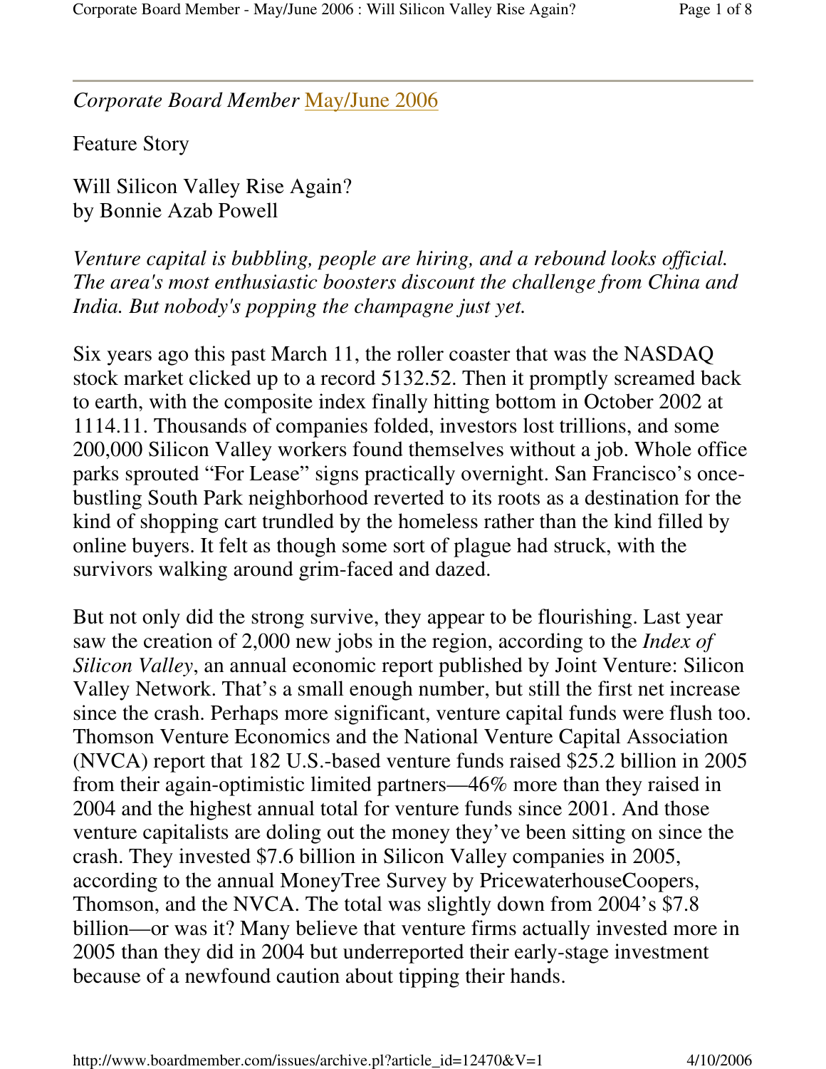*Corporate Board Member* May/June 2006

Feature Story

# Will Silicon Valley Rise Again?

by Bonnie Azab Powell

*Venture capital is bubbling, people are hiring, and a rebound looks official. The area's most enthusiastic boosters discount the challenge from China and India. But nobody's popping the champagne just yet.*

Six years ago this past March 11, the roller coaster that was the NASDAQ stock market clicked up to a record 5132.52. Then it promptly screamed back to earth, with the composite index finally hitting bottom in October 2002 at 1114.11. Thousands of companies folded, investors lost trillions, and some 200,000 Silicon Valley workers found themselves without a job. Whole office parks sprouted "For Lease" signs practically overnight. San Francisco's once-bustling South Park neighborhood reverted to its roots as a destination for the kind of shopping cart trundled by the homeless rather than the kind filled by online buyers. It felt as though some sort of plague had struck, with the survivors walking around grim-faced and dazed.

But not only did the strong survive, they appear to be flourishing. Last year saw the creation of 2,000 new jobs in the region, according to the *Index of Silicon Valley*, an annual economic report published by Joint Venture: Silicon Valley Network. That's a small enough number, but still the first net increase since the crash. Perhaps more significant, venture capital funds were flush too. Thomson Venture Economics and the National Venture Capital Association (NVCA) report that 182 U.S.-based venture funds raised $25.2 billion in 2005 from their again-optimistic limited partners—46% more than they raised in 2004 and the highest annual total for venture funds since 2001. And those venture capitalists are doling out the money they've been sitting on since the crash. They invested $7.6 billion in Silicon Valley companies in 2005, according to the annual MoneyTree Survey by PricewaterhouseCoopers, Thomson, and the NVCA. The total was slightly down from 2004's $7.8 billion—or was it? Many believe that venture firms actually invested more in 2005 than they did in 2004 but underreported their early-stage investment because of a newfound caution about tipping their hands.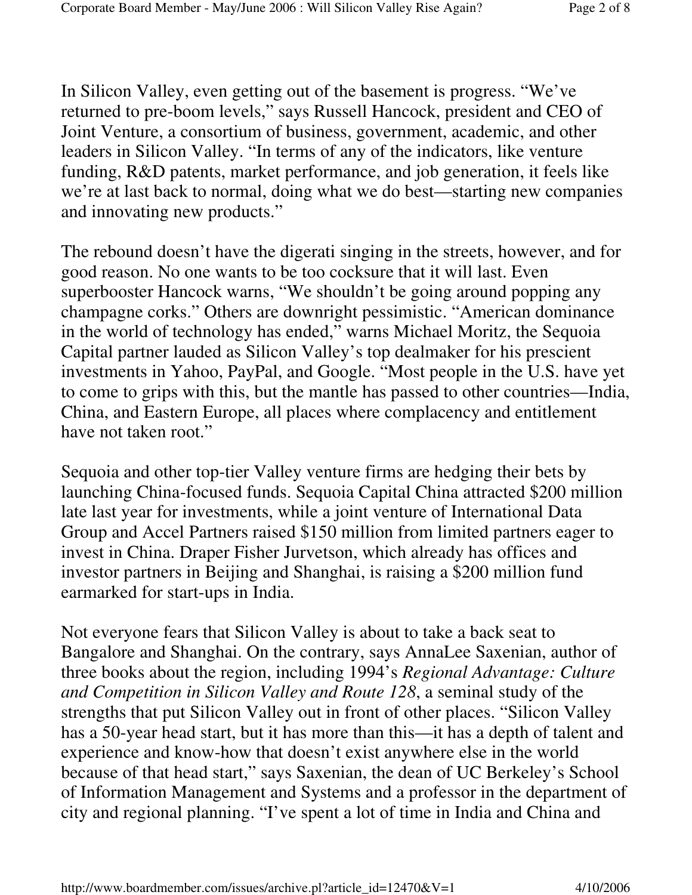In Silicon Valley, even getting out of the basement is progress. "We've returned to pre-boom levels," says Russell Hancock, president and CEO of Joint Venture, a consortium of business, government, academic, and other leaders in Silicon Valley. "In terms of any of the indicators, like venture funding, R&D patents, market performance, and job generation, it feels like we're at last back to normal, doing what we do best—starting new companies and innovating new products."

The rebound doesn't have the digerati singing in the streets, however, and for good reason. No one wants to be too cocksure that it will last. Even superbooster Hancock warns, "We shouldn't be going around popping any champagne corks." Others are downright pessimistic. "American dominance in the world of technology has ended," warns Michael Moritz, the Sequoia Capital partner lauded as Silicon Valley's top dealmaker for his prescient investments in Yahoo, PayPal, and Google. "Most people in the U.S. have yet to come to grips with this, but the mantle has passed to other countries—India, China, and Eastern Europe, all places where complacency and entitlement have not taken root."

Sequoia and other top-tier Valley venture firms are hedging their bets by launching China-focused funds. Sequoia Capital China attracted $200 million late last year for investments, while a joint venture of International Data Group and Accel Partners raised $150 million from limited partners eager to invest in China. Draper Fisher Jurvetson, which already has offices and investor partners in Beijing and Shanghai, is raising a $200 million fund earmarked for start-ups in India.

Not everyone fears that Silicon Valley is about to take a back seat to Bangalore and Shanghai. On the contrary, says AnnaLee Saxenian, author of three books about the region, including 1994's *Regional Advantage: Culture and Competition in Silicon Valley and Route 128*, a seminal study of the strengths that put Silicon Valley out in front of other places. "Silicon Valley has a 50-year head start, but it has more than this—it has a depth of talent and experience and know-how that doesn't exist anywhere else in the world because of that head start," says Saxenian, the dean of UC Berkeley's School of Information Management and Systems and a professor in the department of city and regional planning. "I've spent a lot of time in India and China and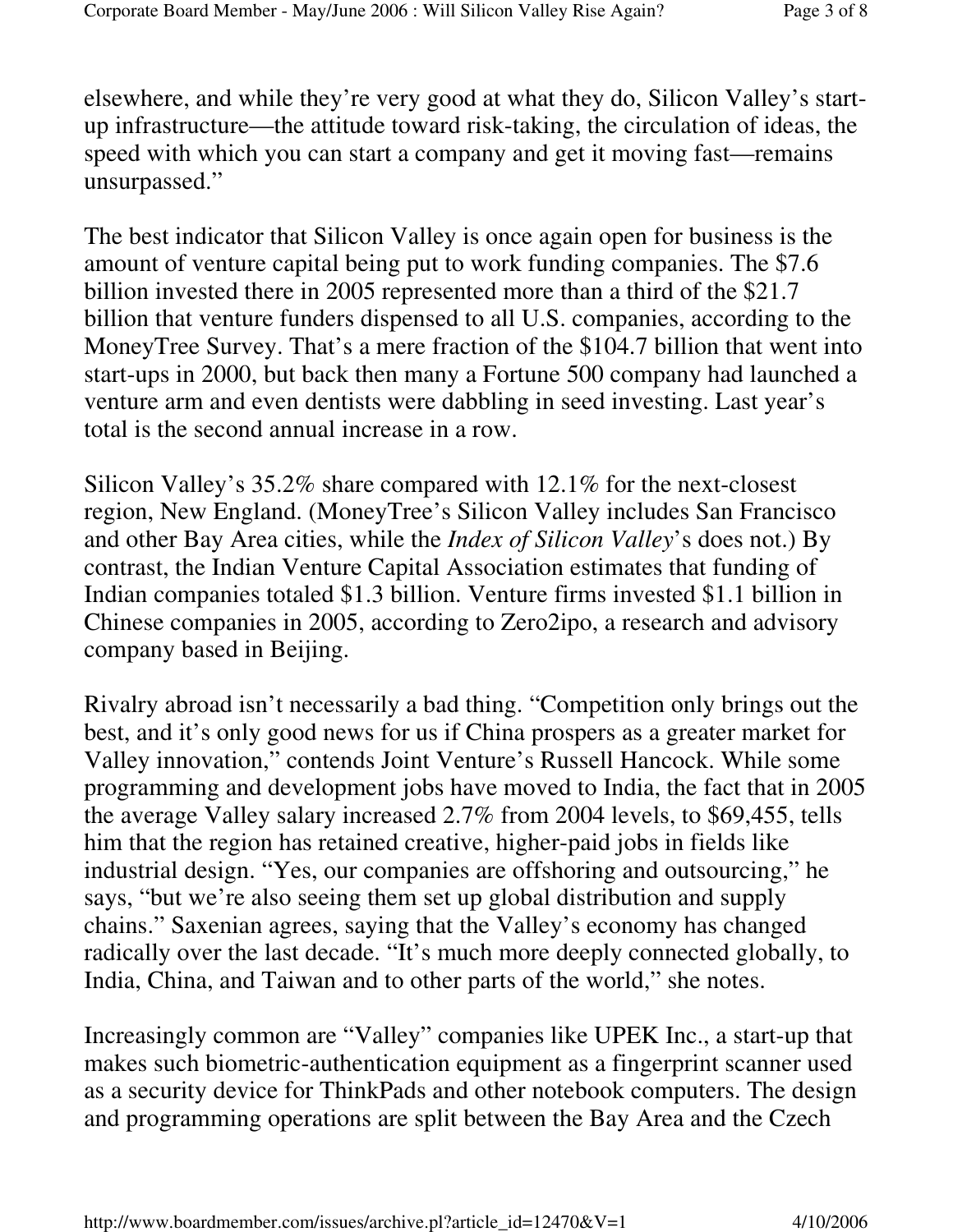elsewhere, and while they're very good at what they do, Silicon Valley's start-up infrastructure—the attitude toward risk-taking, the circulation of ideas, the speed with which you can start a company and get it moving fast—remains unsurpassed."

The best indicator that Silicon Valley is once again open for business is the amount of venture capital being put to work funding companies. The $7.6 billion invested there in 2005 represented more than a third of the $21.7 billion that venture funders dispensed to all U.S. companies, according to the MoneyTree Survey. That's a mere fraction of the $104.7 billion that went into start-ups in 2000, but back then many a Fortune 500 company had launched a venture arm and even dentists were dabbling in seed investing. Last year's total is the second annual increase in a row.

Silicon Valley's 35.2% share compared with 12.1% for the next-closest region, New England. (MoneyTree's Silicon Valley includes San Francisco and other Bay Area cities, while the *Index of Silicon Valley*'s does not.) By contrast, the Indian Venture Capital Association estimates that funding of Indian companies totaled $1.3 billion. Venture firms invested $1.1 billion in Chinese companies in 2005, according to Zero2ipo, a research and advisory company based in Beijing.

Rivalry abroad isn't necessarily a bad thing. "Competition only brings out the best, and it's only good news for us if China prospers as a greater market for Valley innovation," contends Joint Venture's Russell Hancock. While some programming and development jobs have moved to India, the fact that in 2005 the average Valley salary increased 2.7% from 2004 levels, to $69,455, tells him that the region has retained creative, higher-paid jobs in fields like industrial design. "Yes, our companies are offshoring and outsourcing," he says, "but we're also seeing them set up global distribution and supply chains." Saxenian agrees, saying that the Valley's economy has changed radically over the last decade. "It's much more deeply connected globally, to India, China, and Taiwan and to other parts of the world," she notes.

Increasingly common are "Valley" companies like UPEK Inc., a start-up that makes such biometric-authentication equipment as a fingerprint scanner used as a security device for ThinkPads and other notebook computers. The design and programming operations are split between the Bay Area and the Czech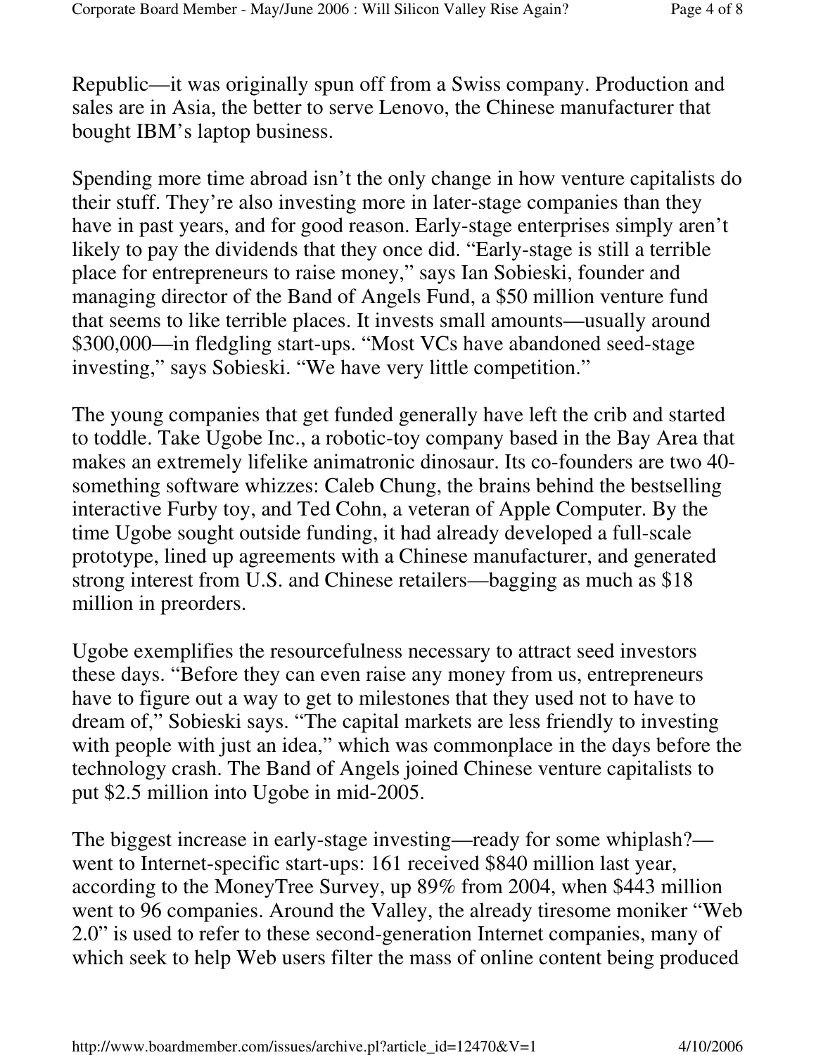Republic—it was originally spun off from a Swiss company. Production and sales are in Asia, the better to serve Lenovo, the Chinese manufacturer that bought IBM's laptop business.

Spending more time abroad isn't the only change in how venture capitalists do their stuff. They're also investing more in later-stage companies than they have in past years, and for good reason. Early-stage enterprises simply aren't likely to pay the dividends that they once did. "Early-stage is still a terrible place for entrepreneurs to raise money," says Ian Sobieski, founder and managing director of the Band of Angels Fund, a $50 million venture fund that seems to like terrible places. It invests small amounts—usually around $300,000—in fledgling start-ups. "Most VCs have abandoned seed-stage investing," says Sobieski. "We have very little competition."

The young companies that get funded generally have left the crib and started to toddle. Take Ugobe Inc., a robotic-toy company based in the Bay Area that makes an extremely lifelike animatronic dinosaur. Its co-founders are two 40-something software whizzes: Caleb Chung, the brains behind the bestselling interactive Furby toy, and Ted Cohn, a veteran of Apple Computer. By the time Ugobe sought outside funding, it had already developed a full-scale prototype, lined up agreements with a Chinese manufacturer, and generated strong interest from U.S. and Chinese retailers—bagging as much as $18 million in preorders.

Ugobe exemplifies the resourcefulness necessary to attract seed investors these days. "Before they can even raise any money from us, entrepreneurs have to figure out a way to get to milestones that they used not to have to dream of," Sobieski says. "The capital markets are less friendly to investing with people with just an idea," which was commonplace in the days before the technology crash. The Band of Angels joined Chinese venture capitalists to put $2.5 million into Ugobe in mid-2005.

The biggest increase in early-stage investing—ready for some whiplash?—went to Internet-specific start-ups: 161 received $840 million last year, according to the MoneyTree Survey, up 89% from 2004, when $443 million went to 96 companies. Around the Valley, the already tiresome moniker "Web 2.0" is used to refer to these second-generation Internet companies, many of which seek to help Web users filter the mass of online content being produced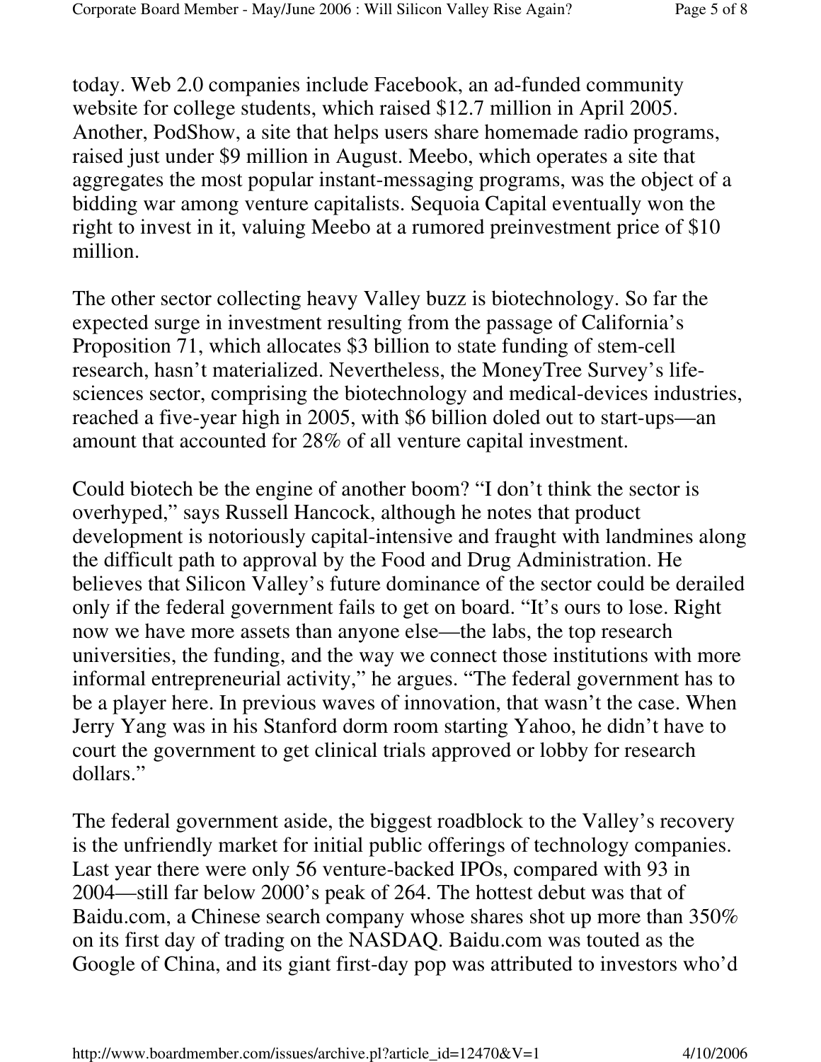today. Web 2.0 companies include Facebook, an ad-funded community website for college students, which raised $12.7 million in April 2005. Another, PodShow, a site that helps users share homemade radio programs, raised just under $9 million in August. Meebo, which operates a site that aggregates the most popular instant-messaging programs, was the object of a bidding war among venture capitalists. Sequoia Capital eventually won the right to invest in it, valuing Meebo at a rumored preinvestment price of $10 million.

The other sector collecting heavy Valley buzz is biotechnology. So far the expected surge in investment resulting from the passage of California's Proposition 71, which allocates $3 billion to state funding of stem-cell research, hasn't materialized. Nevertheless, the MoneyTree Survey's life-sciences sector, comprising the biotechnology and medical-devices industries, reached a five-year high in 2005, with $6 billion doled out to start-ups—an amount that accounted for 28% of all venture capital investment.

Could biotech be the engine of another boom? "I don't think the sector is overhyped," says Russell Hancock, although he notes that product development is notoriously capital-intensive and fraught with landmines along the difficult path to approval by the Food and Drug Administration. He believes that Silicon Valley's future dominance of the sector could be derailed only if the federal government fails to get on board. "It's ours to lose. Right now we have more assets than anyone else—the labs, the top research universities, the funding, and the way we connect those institutions with more informal entrepreneurial activity," he argues. "The federal government has to be a player here. In previous waves of innovation, that wasn't the case. When Jerry Yang was in his Stanford dorm room starting Yahoo, he didn't have to court the government to get clinical trials approved or lobby for research dollars."

The federal government aside, the biggest roadblock to the Valley's recovery is the unfriendly market for initial public offerings of technology companies. Last year there were only 56 venture-backed IPOs, compared with 93 in 2004—still far below 2000's peak of 264. The hottest debut was that of Baidu.com, a Chinese search company whose shares shot up more than 350% on its first day of trading on the NASDAQ. Baidu.com was touted as the Google of China, and its giant first-day pop was attributed to investors who'd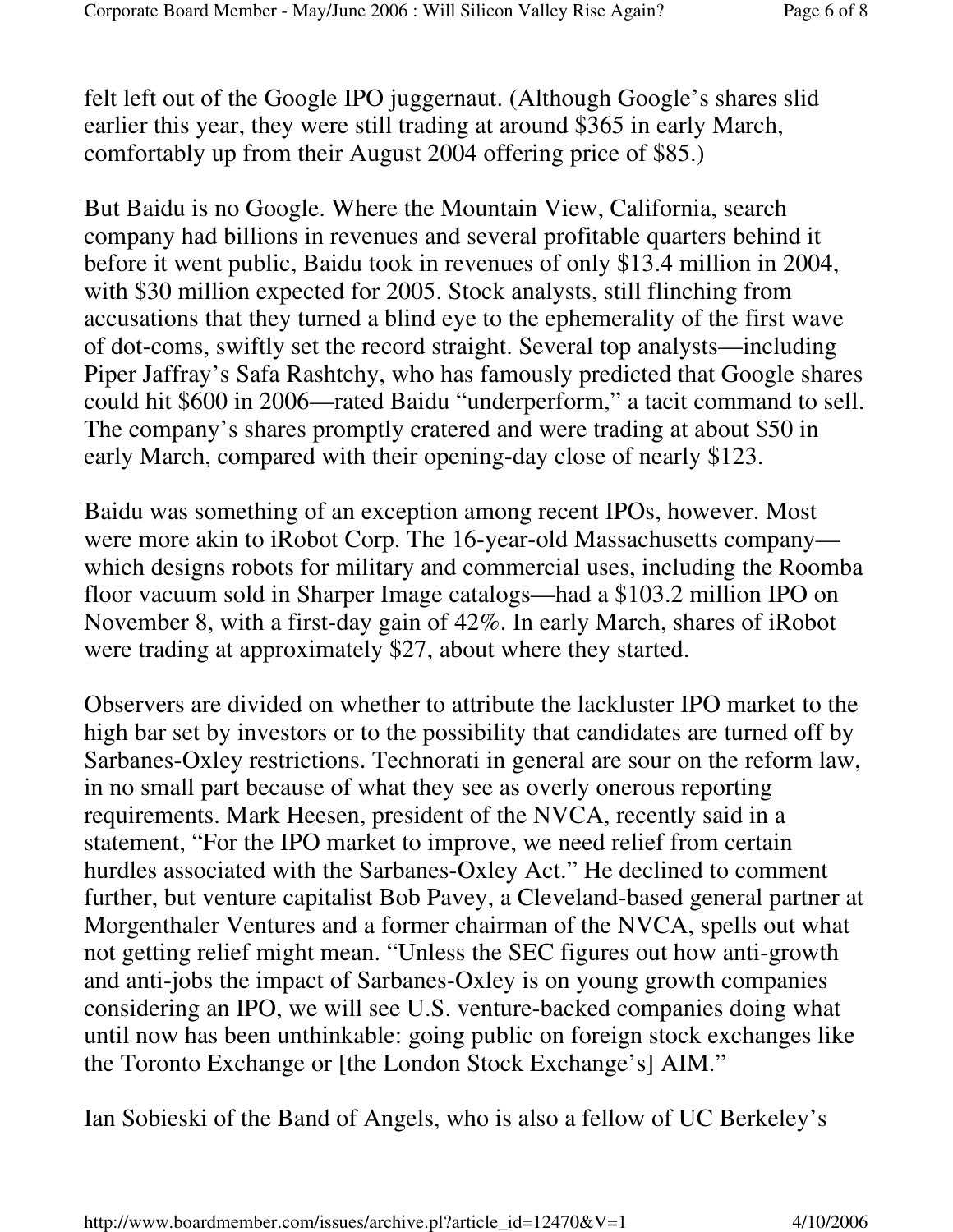felt left out of the Google IPO juggernaut. (Although Google's shares slid earlier this year, they were still trading at around $365 in early March, comfortably up from their August 2004 offering price of $85.)

But Baidu is no Google. Where the Mountain View, California, search company had billions in revenues and several profitable quarters behind it before it went public, Baidu took in revenues of only $13.4 million in 2004, with $30 million expected for 2005. Stock analysts, still flinching from accusations that they turned a blind eye to the ephemerality of the first wave of dot-coms, swiftly set the record straight. Several top analysts—including Piper Jaffray's Safa Rashtchy, who has famously predicted that Google shares could hit $600 in 2006—rated Baidu "underperform," a tacit command to sell. The company's shares promptly cratered and were trading at about $50 in early March, compared with their opening-day close of nearly $123.

Baidu was something of an exception among recent IPOs, however. Most were more akin to iRobot Corp. The 16-year-old Massachusetts company—which designs robots for military and commercial uses, including the Roomba floor vacuum sold in Sharper Image catalogs—had a $103.2 million IPO on November 8, with a first-day gain of 42%. In early March, shares of iRobot were trading at approximately $27, about where they started.

Observers are divided on whether to attribute the lackluster IPO market to the high bar set by investors or to the possibility that candidates are turned off by Sarbanes-Oxley restrictions. Technorati in general are sour on the reform law, in no small part because of what they see as overly onerous reporting requirements. Mark Heesen, president of the NVCA, recently said in a statement, "For the IPO market to improve, we need relief from certain hurdles associated with the Sarbanes-Oxley Act." He declined to comment further, but venture capitalist Bob Pavey, a Cleveland-based general partner at Morgenthaler Ventures and a former chairman of the NVCA, spells out what not getting relief might mean. "Unless the SEC figures out how anti-growth and anti-jobs the impact of Sarbanes-Oxley is on young growth companies considering an IPO, we will see U.S. venture-backed companies doing what until now has been unthinkable: going public on foreign stock exchanges like the Toronto Exchange or [the London Stock Exchange's] AIM."

Ian Sobieski of the Band of Angels, who is also a fellow of UC Berkeley's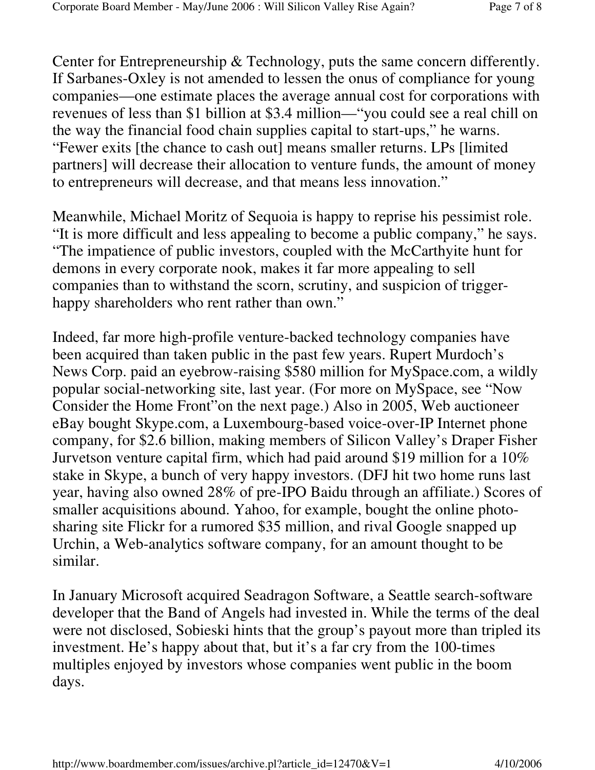Center for Entrepreneurship & Technology, puts the same concern differently. If Sarbanes-Oxley is not amended to lessen the onus of compliance for young companies—one estimate places the average annual cost for corporations with revenues of less than $1 billion at $3.4 million—"you could see a real chill on the way the financial food chain supplies capital to start-ups," he warns. "Fewer exits [the chance to cash out] means smaller returns. LPs [limited partners] will decrease their allocation to venture funds, the amount of money to entrepreneurs will decrease, and that means less innovation."

Meanwhile, Michael Moritz of Sequoia is happy to reprise his pessimist role. "It is more difficult and less appealing to become a public company," he says. "The impatience of public investors, coupled with the McCarthyite hunt for demons in every corporate nook, makes it far more appealing to sell companies than to withstand the scorn, scrutiny, and suspicion of trigger-happy shareholders who rent rather than own."

Indeed, far more high-profile venture-backed technology companies have been acquired than taken public in the past few years. Rupert Murdoch's News Corp. paid an eyebrow-raising $580 million for MySpace.com, a wildly popular social-networking site, last year. (For more on MySpace, see "Now Consider the Home Front"on the next page.) Also in 2005, Web auctioneer eBay bought Skype.com, a Luxembourg-based voice-over-IP Internet phone company, for $2.6 billion, making members of Silicon Valley's Draper Fisher Jurvetson venture capital firm, which had paid around $19 million for a 10% stake in Skype, a bunch of very happy investors. (DFJ hit two home runs last year, having also owned 28% of pre-IPO Baidu through an affiliate.) Scores of smaller acquisitions abound. Yahoo, for example, bought the online photo-sharing site Flickr for a rumored $35 million, and rival Google snapped up Urchin, a Web-analytics software company, for an amount thought to be similar.

In January Microsoft acquired Seadragon Software, a Seattle search-software developer that the Band of Angels had invested in. While the terms of the deal were not disclosed, Sobieski hints that the group's payout more than tripled its investment. He's happy about that, but it's a far cry from the 100-times multiples enjoyed by investors whose companies went public in the boom days.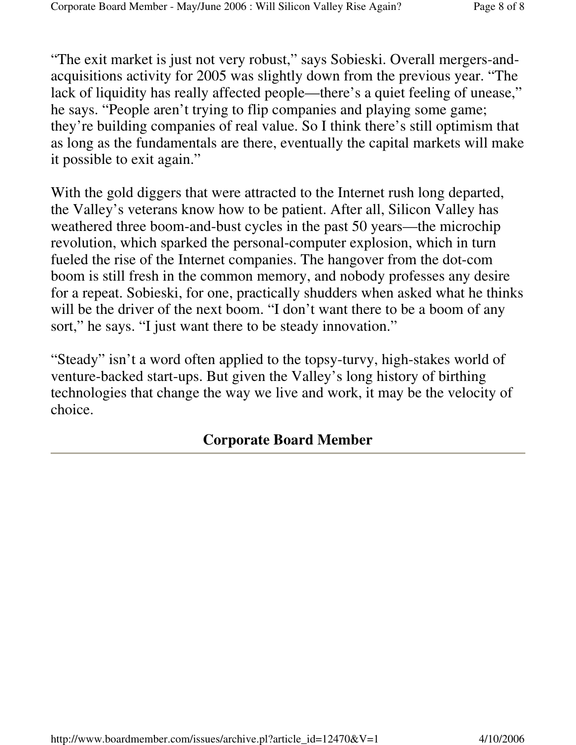"The exit market is just not very robust," says Sobieski. Overall mergers-and-acquisitions activity for 2005 was slightly down from the previous year. "The lack of liquidity has really affected people—there's a quiet feeling of unease," he says. "People aren't trying to flip companies and playing some game; they're building companies of real value. So I think there's still optimism that as long as the fundamentals are there, eventually the capital markets will make it possible to exit again."

With the gold diggers that were attracted to the Internet rush long departed, the Valley's veterans know how to be patient. After all, Silicon Valley has weathered three boom-and-bust cycles in the past 50 years—the microchip revolution, which sparked the personal-computer explosion, which in turn fueled the rise of the Internet companies. The hangover from the dot-com boom is still fresh in the common memory, and nobody professes any desire for a repeat. Sobieski, for one, practically shudders when asked what he thinks will be the driver of the next boom. "I don't want there to be a boom of any sort," he says. "I just want there to be steady innovation."

"Steady" isn't a word often applied to the topsy-turvy, high-stakes world of venture-backed start-ups. But given the Valley's long history of birthing technologies that change the way we live and work, it may be the velocity of choice.

**Corporate Board Member**